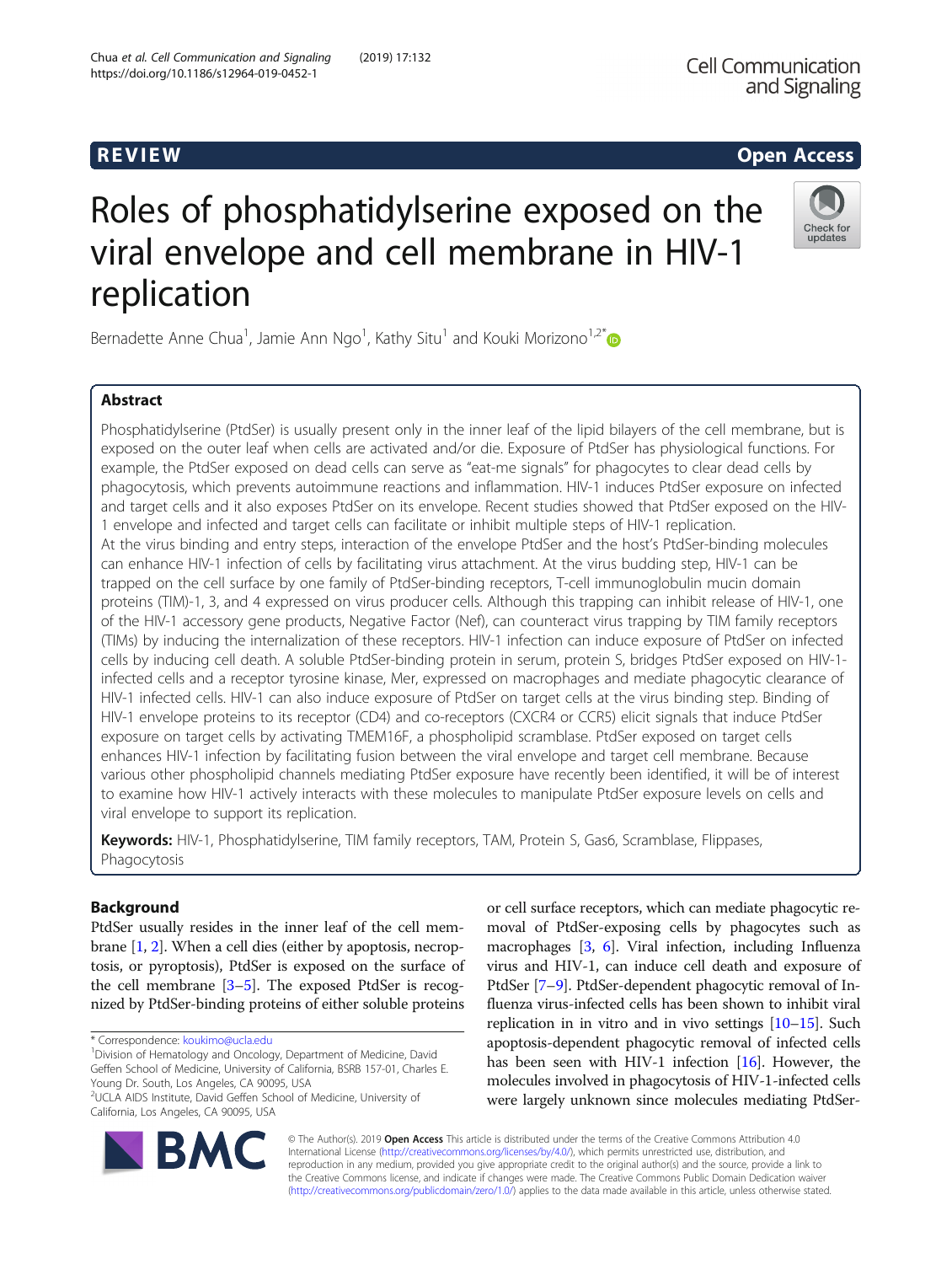REVIEW

Open Access

# Roles of phosphatidylserine exposed on the viral envelope and cell membrane in HIV-1 replication

Bernadette Anne Chua[1], Jamie Ann Ngo[1], Kathy Situ[1] and Kouki Morizono[1,2*]

## Abstract

Phosphatidylserine (PtdSer) is usually present only in the inner leaf of the lipid bilayers of the cell membrane, but is exposed on the outer leaf when cells are activated and/or die. Exposure of PtdSer has physiological functions. For example, the PtdSer exposed on dead cells can serve as "eat-me signals" for phagocytes to clear dead cells by phagocytosis, which prevents autoimmune reactions and inflammation. HIV-1 induces PtdSer exposure on infected and target cells and it also exposes PtdSer on its envelope. Recent studies showed that PtdSer exposed on the HIV-1 envelope and infected and target cells can facilitate or inhibit multiple steps of HIV-1 replication.

At the virus binding and entry steps, interaction of the envelope PtdSer and the host's PtdSer-binding molecules can enhance HIV-1 infection of cells by facilitating virus attachment. At the virus budding step, HIV-1 can be trapped on the cell surface by one family of PtdSer-binding receptors, T-cell immunoglobulin mucin domain proteins (TIM)-1, 3, and 4 expressed on virus producer cells. Although this trapping can inhibit release of HIV-1, one of the HIV-1 accessory gene products, Negative Factor (Nef), can counteract virus trapping by TIM family receptors (TIMs) by inducing the internalization of these receptors. HIV-1 infection can induce exposure of PtdSer on infected cells by inducing cell death. A soluble PtdSer-binding protein in serum, protein S, bridges PtdSer exposed on HIV-1-infected cells and a receptor tyrosine kinase, Mer, expressed on macrophages and mediate phagocytic clearance of HIV-1 infected cells. HIV-1 can also induce exposure of PtdSer on target cells at the virus binding step. Binding of HIV-1 envelope proteins to its receptor (CD4) and co-receptors (CXCR4 or CCR5) elicit signals that induce PtdSer exposure on target cells by activating TMEM16F, a phospholipid scramblase. PtdSer exposed on target cells enhances HIV-1 infection by facilitating fusion between the viral envelope and target cell membrane. Because various other phospholipid channels mediating PtdSer exposure have recently been identified, it will be of interest to examine how HIV-1 actively interacts with these molecules to manipulate PtdSer exposure levels on cells and viral envelope to support its replication.

**Keywords:** HIV-1, Phosphatidylserine, TIM family receptors, TAM, Protein S, Gas6, Scramblase, Flippases, Phagocytosis

## Background

PtdSer usually resides in the inner leaf of the cell membrane [1, 2]. When a cell dies (either by apoptosis, necroptosis, or pyroptosis), PtdSer is exposed on the surface of the cell membrane [3–5]. The exposed PtdSer is recognized by PtdSer-binding proteins of either soluble proteins or cell surface receptors, which can mediate phagocytic removal of PtdSer-exposing cells by phagocytes such as macrophages [3, 6]. Viral infection, including Influenza virus and HIV-1, can induce cell death and exposure of PtdSer [7–9]. PtdSer-dependent phagocytic removal of Influenza virus-infected cells has been shown to inhibit viral replication in in vitro and in vivo settings [10–15]. Such apoptosis-dependent phagocytic removal of infected cells has been seen with HIV-1 infection [16]. However, the molecules involved in phagocytosis of HIV-1-infected cells were largely unknown since molecules mediating PtdSer-

* Correspondence: koukimo@ucla.edu

[1]Division of Hematology and Oncology, Department of Medicine, David Geffen School of Medicine, University of California, BSRB 157-01, Charles E. Young Dr. South, Los Angeles, CA 90095, USA

[2]UCLA AIDS Institute, David Geffen School of Medicine, University of California, Los Angeles, CA 90095, USA

© The Author(s). 2019 **Open Access** This article is distributed under the terms of the Creative Commons Attribution 4.0 International License (http://creativecommons.org/licenses/by/4.0/), which permits unrestricted use, distribution, and reproduction in any medium, provided you give appropriate credit to the original author(s) and the source, provide a link to the Creative Commons license, and indicate if changes were made. The Creative Commons Public Domain Dedication waiver (http://creativecommons.org/publicdomain/zero/1.0/) applies to the data made available in this article, unless otherwise stated.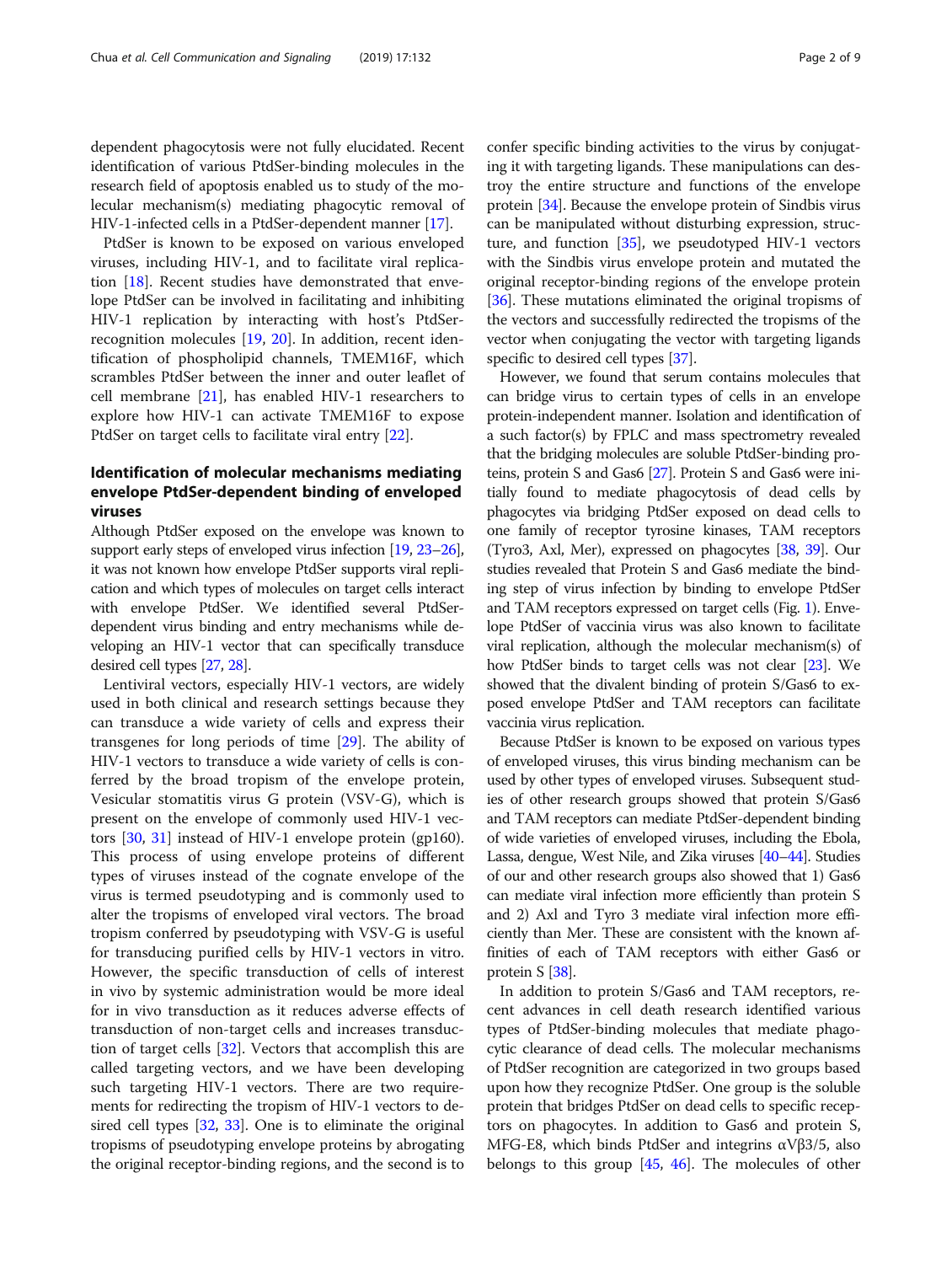dependent phagocytosis were not fully elucidated. Recent identification of various PtdSer-binding molecules in the research field of apoptosis enabled us to study of the molecular mechanism(s) mediating phagocytic removal of HIV-1-infected cells in a PtdSer-dependent manner [17].

PtdSer is known to be exposed on various enveloped viruses, including HIV-1, and to facilitate viral replication [18]. Recent studies have demonstrated that envelope PtdSer can be involved in facilitating and inhibiting HIV-1 replication by interacting with host's PtdSer-recognition molecules [19, 20]. In addition, recent identification of phospholipid channels, TMEM16F, which scrambles PtdSer between the inner and outer leaflet of cell membrane [21], has enabled HIV-1 researchers to explore how HIV-1 can activate TMEM16F to expose PtdSer on target cells to facilitate viral entry [22].

## Identification of molecular mechanisms mediating envelope PtdSer-dependent binding of enveloped viruses

Although PtdSer exposed on the envelope was known to support early steps of enveloped virus infection [19, 23–26], it was not known how envelope PtdSer supports viral replication and which types of molecules on target cells interact with envelope PtdSer. We identified several PtdSer-dependent virus binding and entry mechanisms while developing an HIV-1 vector that can specifically transduce desired cell types [27, 28].

Lentiviral vectors, especially HIV-1 vectors, are widely used in both clinical and research settings because they can transduce a wide variety of cells and express their transgenes for long periods of time [29]. The ability of HIV-1 vectors to transduce a wide variety of cells is conferred by the broad tropism of the envelope protein, Vesicular stomatitis virus G protein (VSV-G), which is present on the envelope of commonly used HIV-1 vectors [30, 31] instead of HIV-1 envelope protein (gp160). This process of using envelope proteins of different types of viruses instead of the cognate envelope of the virus is termed pseudotyping and is commonly used to alter the tropisms of enveloped viral vectors. The broad tropism conferred by pseudotyping with VSV-G is useful for transducing purified cells by HIV-1 vectors in vitro. However, the specific transduction of cells of interest in vivo by systemic administration would be more ideal for in vivo transduction as it reduces adverse effects of transduction of non-target cells and increases transduction of target cells [32]. Vectors that accomplish this are called targeting vectors, and we have been developing such targeting HIV-1 vectors. There are two requirements for redirecting the tropism of HIV-1 vectors to desired cell types [32, 33]. One is to eliminate the original tropisms of pseudotyping envelope proteins by abrogating the original receptor-binding regions, and the second is to confer specific binding activities to the virus by conjugating it with targeting ligands. These manipulations can destroy the entire structure and functions of the envelope protein [34]. Because the envelope protein of Sindbis virus can be manipulated without disturbing expression, structure, and function [35], we pseudotyped HIV-1 vectors with the Sindbis virus envelope protein and mutated the original receptor-binding regions of the envelope protein [36]. These mutations eliminated the original tropisms of the vectors and successfully redirected the tropisms of the vector when conjugating the vector with targeting ligands specific to desired cell types [37].

However, we found that serum contains molecules that can bridge virus to certain types of cells in an envelope protein-independent manner. Isolation and identification of a such factor(s) by FPLC and mass spectrometry revealed that the bridging molecules are soluble PtdSer-binding proteins, protein S and Gas6 [27]. Protein S and Gas6 were initially found to mediate phagocytosis of dead cells by phagocytes via bridging PtdSer exposed on dead cells to one family of receptor tyrosine kinases, TAM receptors (Tyro3, Axl, Mer), expressed on phagocytes [38, 39]. Our studies revealed that Protein S and Gas6 mediate the binding step of virus infection by binding to envelope PtdSer and TAM receptors expressed on target cells (Fig. 1). Envelope PtdSer of vaccinia virus was also known to facilitate viral replication, although the molecular mechanism(s) of how PtdSer binds to target cells was not clear [23]. We showed that the divalent binding of protein S/Gas6 to exposed envelope PtdSer and TAM receptors can facilitate vaccinia virus replication.

Because PtdSer is known to be exposed on various types of enveloped viruses, this virus binding mechanism can be used by other types of enveloped viruses. Subsequent studies of other research groups showed that protein S/Gas6 and TAM receptors can mediate PtdSer-dependent binding of wide varieties of enveloped viruses, including the Ebola, Lassa, dengue, West Nile, and Zika viruses [40–44]. Studies of our and other research groups also showed that 1) Gas6 can mediate viral infection more efficiently than protein S and 2) Axl and Tyro 3 mediate viral infection more efficiently than Mer. These are consistent with the known affinities of each of TAM receptors with either Gas6 or protein S [38].

In addition to protein S/Gas6 and TAM receptors, recent advances in cell death research identified various types of PtdSer-binding molecules that mediate phagocytic clearance of dead cells. The molecular mechanisms of PtdSer recognition are categorized in two groups based upon how they recognize PtdSer. One group is the soluble protein that bridges PtdSer on dead cells to specific receptors on phagocytes. In addition to Gas6 and protein S, MFG-E8, which binds PtdSer and integrins αVβ3/5, also belongs to this group [45, 46]. The molecules of other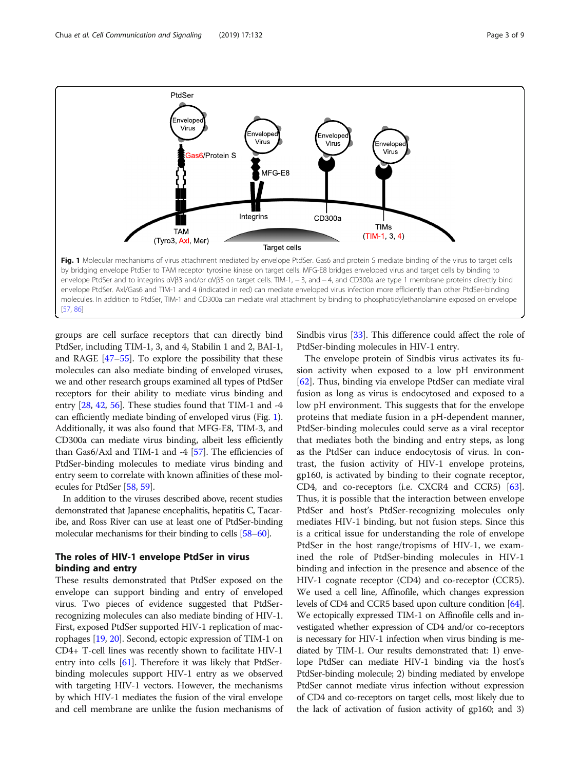Fig. 1 Molecular mechanisms of virus attachment mediated by envelope PtdSer. Gas6 and protein S mediate binding of the virus to target cells by bridging envelope PtdSer to TAM receptor tyrosine kinase on target cells. MFG-E8 bridges enveloped virus and target cells by binding to envelope PtdSer and to integrins αVβ3 and/or αVβ5 on target cells. TIM-1, − 3, and − 4, and CD300a are type 1 membrane proteins directly bind envelope PtdSer. Axl/Gas6 and TIM-1 and 4 (indicated in red) can mediate enveloped virus infection more efficiently than other PtdSer-binding molecules. In addition to PtdSer, TIM-1 and CD300a can mediate viral attachment by binding to phosphatidylethanolamine exposed on envelope [57, 86]

groups are cell surface receptors that can directly bind PtdSer, including TIM-1, 3, and 4, Stabilin 1 and 2, BAI-1, and RAGE [47–55]. To explore the possibility that these molecules can also mediate binding of enveloped viruses, we and other research groups examined all types of PtdSer receptors for their ability to mediate virus binding and entry [28, 42, 56]. These studies found that TIM-1 and -4 can efficiently mediate binding of enveloped virus (Fig. 1). Additionally, it was also found that MFG-E8, TIM-3, and CD300a can mediate virus binding, albeit less efficiently than Gas6/Axl and TIM-1 and -4 [57]. The efficiencies of PtdSer-binding molecules to mediate virus binding and entry seem to correlate with known affinities of these molecules for PtdSer [58, 59].

In addition to the viruses described above, recent studies demonstrated that Japanese encephalitis, hepatitis C, Tacaribe, and Ross River can use at least one of PtdSer-binding molecular mechanisms for their binding to cells [58–60].

## The roles of HIV-1 envelope PtdSer in virus binding and entry

These results demonstrated that PtdSer exposed on the envelope can support binding and entry of enveloped virus. Two pieces of evidence suggested that PtdSer-recognizing molecules can also mediate binding of HIV-1. First, exposed PtdSer supported HIV-1 replication of macrophages [19, 20]. Second, ectopic expression of TIM-1 on CD4+ T-cell lines was recently shown to facilitate HIV-1 entry into cells [61]. Therefore it was likely that PtdSer-binding molecules support HIV-1 entry as we observed with targeting HIV-1 vectors. However, the mechanisms by which HIV-1 mediates the fusion of the viral envelope and cell membrane are unlike the fusion mechanisms of Sindbis virus [33]. This difference could affect the role of PtdSer-binding molecules in HIV-1 entry.

The envelope protein of Sindbis virus activates its fusion activity when exposed to a low pH environment [62]. Thus, binding via envelope PtdSer can mediate viral fusion as long as virus is endocytosed and exposed to a low pH environment. This suggests that for the envelope proteins that mediate fusion in a pH-dependent manner, PtdSer-binding molecules could serve as a viral receptor that mediates both the binding and entry steps, as long as the PtdSer can induce endocytosis of virus. In contrast, the fusion activity of HIV-1 envelope proteins, gp160, is activated by binding to their cognate receptor, CD4, and co-receptors (i.e. CXCR4 and CCR5) [63]. Thus, it is possible that the interaction between envelope PtdSer and host's PtdSer-recognizing molecules only mediates HIV-1 binding, but not fusion steps. Since this is a critical issue for understanding the role of envelope PtdSer in the host range/tropisms of HIV-1, we examined the role of PtdSer-binding molecules in HIV-1 binding and infection in the presence and absence of the HIV-1 cognate receptor (CD4) and co-receptor (CCR5). We used a cell line, Affinofile, which changes expression levels of CD4 and CCR5 based upon culture condition [64]. We ectopically expressed TIM-1 on Affinofile cells and investigated whether expression of CD4 and/or co-receptors is necessary for HIV-1 infection when virus binding is mediated by TIM-1. Our results demonstrated that: 1) envelope PtdSer can mediate HIV-1 binding via the host's PtdSer-binding molecule; 2) binding mediated by envelope PtdSer cannot mediate virus infection without expression of CD4 and co-receptors on target cells, most likely due to the lack of activation of fusion activity of gp160; and 3)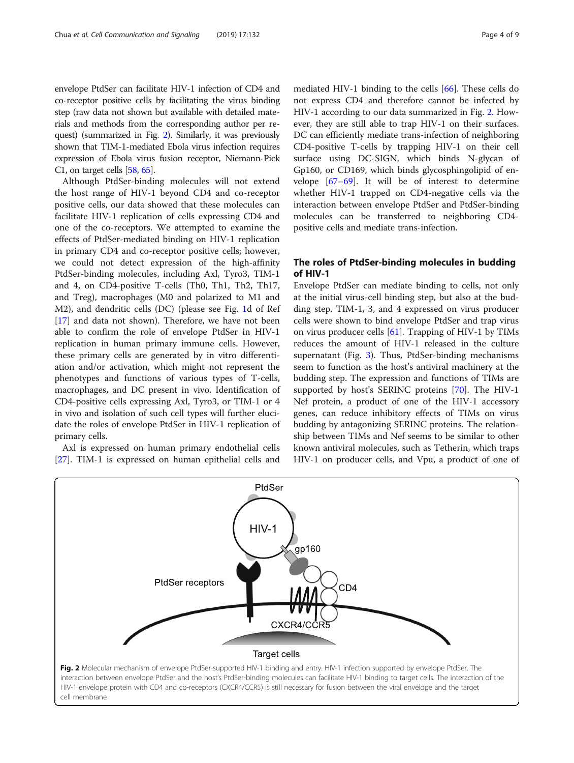envelope PtdSer can facilitate HIV-1 infection of CD4 and co-receptor positive cells by facilitating the virus binding step (raw data not shown but available with detailed materials and methods from the corresponding author per request) (summarized in Fig. 2). Similarly, it was previously shown that TIM-1-mediated Ebola virus infection requires expression of Ebola virus fusion receptor, Niemann-Pick C1, on target cells [58, 65].

Although PtdSer-binding molecules will not extend the host range of HIV-1 beyond CD4 and co-receptor positive cells, our data showed that these molecules can facilitate HIV-1 replication of cells expressing CD4 and one of the co-receptors. We attempted to examine the effects of PtdSer-mediated binding on HIV-1 replication in primary CD4 and co-receptor positive cells; however, we could not detect expression of the high-affinity PtdSer-binding molecules, including Axl, Tyro3, TIM-1 and 4, on CD4-positive T-cells (Th0, Th1, Th2, Th17, and Treg), macrophages (M0 and polarized to M1 and M2), and dendritic cells (DC) (please see Fig. 1d of Ref [17] and data not shown). Therefore, we have not been able to confirm the role of envelope PtdSer in HIV-1 replication in human primary immune cells. However, these primary cells are generated by in vitro differentiation and/or activation, which might not represent the phenotypes and functions of various types of T-cells, macrophages, and DC present in vivo. Identification of CD4-positive cells expressing Axl, Tyro3, or TIM-1 or 4 in vivo and isolation of such cell types will further elucidate the roles of envelope PtdSer in HIV-1 replication of primary cells.

Axl is expressed on human primary endothelial cells [27]. TIM-1 is expressed on human epithelial cells and mediated HIV-1 binding to the cells [66]. These cells do not express CD4 and therefore cannot be infected by HIV-1 according to our data summarized in Fig. 2. However, they are still able to trap HIV-1 on their surfaces. DC can efficiently mediate trans-infection of neighboring CD4-positive T-cells by trapping HIV-1 on their cell surface using DC-SIGN, which binds N-glycan of Gp160, or CD169, which binds glycosphingolipid of envelope [67–69]. It will be of interest to determine whether HIV-1 trapped on CD4-negative cells via the interaction between envelope PtdSer and PtdSer-binding molecules can be transferred to neighboring CD4-positive cells and mediate trans-infection.

## The roles of PtdSer-binding molecules in budding of HIV-1

Envelope PtdSer can mediate binding to cells, not only at the initial virus-cell binding step, but also at the budding step. TIM-1, 3, and 4 expressed on virus producer cells were shown to bind envelope PtdSer and trap virus on virus producer cells [61]. Trapping of HIV-1 by TIMs reduces the amount of HIV-1 released in the culture supernatant (Fig. 3). Thus, PtdSer-binding mechanisms seem to function as the host's antiviral machinery at the budding step. The expression and functions of TIMs are supported by host's SERINC proteins [70]. The HIV-1 Nef protein, a product of one of the HIV-1 accessory genes, can reduce inhibitory effects of TIMs on virus budding by antagonizing SERINC proteins. The relationship between TIMs and Nef seems to be similar to other known antiviral molecules, such as Tetherin, which traps HIV-1 on producer cells, and Vpu, a product of one of

**Fig. 2** Molecular mechanism of envelope PtdSer-supported HIV-1 binding and entry. HIV-1 infection supported by envelope PtdSer. The interaction between envelope PtdSer and the host's PtdSer-binding molecules can facilitate HIV-1 binding to target cells. The interaction of the HIV-1 envelope protein with CD4 and co-receptors (CXCR4/CCR5) is still necessary for fusion between the viral envelope and the target cell membrane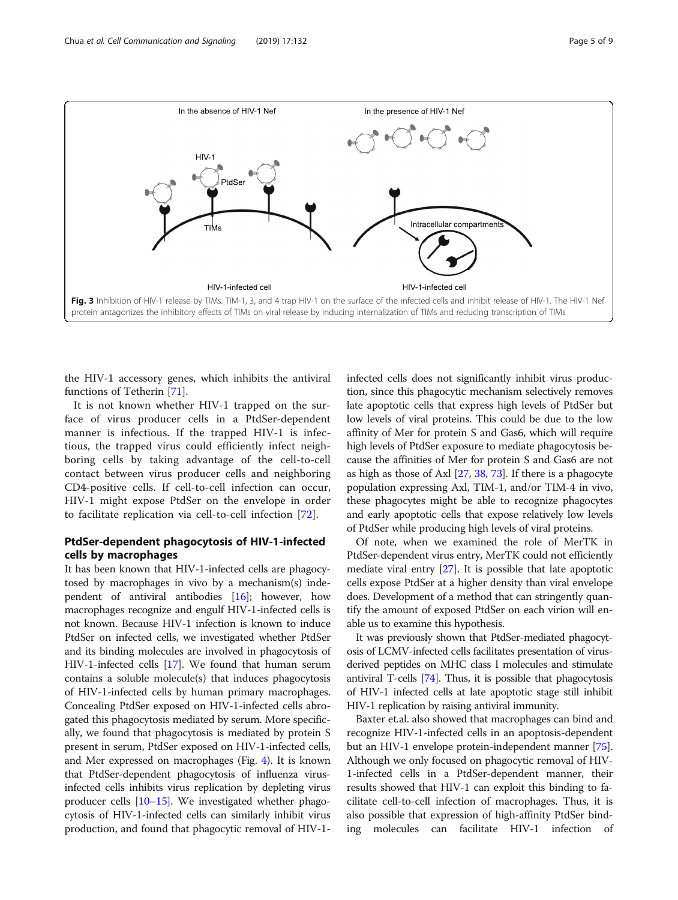**Fig. 3** Inhibition of HIV-1 release by TIMs. TIM-1, 3, and 4 trap HIV-1 on the surface of the infected cells and inhibit release of HIV-1. The HIV-1 Nef protein antagonizes the inhibitory effects of TIMs on viral release by inducing internalization of TIMs and reducing transcription of TIMs

the HIV-1 accessory genes, which inhibits the antiviral functions of Tetherin [71].

It is not known whether HIV-1 trapped on the surface of virus producer cells in a PtdSer-dependent manner is infectious. If the trapped HIV-1 is infectious, the trapped virus could efficiently infect neighboring cells by taking advantage of the cell-to-cell contact between virus producer cells and neighboring CD4-positive cells. If cell-to-cell infection can occur, HIV-1 might expose PtdSer on the envelope in order to facilitate replication via cell-to-cell infection [72].

## PtdSer-dependent phagocytosis of HIV-1-infected cells by macrophages

It has been known that HIV-1-infected cells are phagocytosed by macrophages in vivo by a mechanism(s) independent of antiviral antibodies [16]; however, how macrophages recognize and engulf HIV-1-infected cells is not known. Because HIV-1 infection is known to induce PtdSer on infected cells, we investigated whether PtdSer and its binding molecules are involved in phagocytosis of HIV-1-infected cells [17]. We found that human serum contains a soluble molecule(s) that induces phagocytosis of HIV-1-infected cells by human primary macrophages. Concealing PtdSer exposed on HIV-1-infected cells abrogated this phagocytosis mediated by serum. More specifically, we found that phagocytosis is mediated by protein S present in serum, PtdSer exposed on HIV-1-infected cells, and Mer expressed on macrophages (Fig. 4). It is known that PtdSer-dependent phagocytosis of influenza virus-infected cells inhibits virus replication by depleting virus producer cells [10–15]. We investigated whether phagocytosis of HIV-1-infected cells can similarly inhibit virus production, and found that phagocytic removal of HIV-1-infected cells does not significantly inhibit virus production, since this phagocytic mechanism selectively removes late apoptotic cells that express high levels of PtdSer but low levels of viral proteins. This could be due to the low affinity of Mer for protein S and Gas6, which will require high levels of PtdSer exposure to mediate phagocytosis because the affinities of Mer for protein S and Gas6 are not as high as those of Axl [27, 38, 73]. If there is a phagocyte population expressing Axl, TIM-1, and/or TIM-4 in vivo, these phagocytes might be able to recognize phagocytes and early apoptotic cells that expose relatively low levels of PtdSer while producing high levels of viral proteins.

Of note, when we examined the role of MerTK in PtdSer-dependent virus entry, MerTK could not efficiently mediate viral entry [27]. It is possible that late apoptotic cells expose PtdSer at a higher density than viral envelope does. Development of a method that can stringently quantify the amount of exposed PtdSer on each virion will enable us to examine this hypothesis.

It was previously shown that PtdSer-mediated phagocytosis of LCMV-infected cells facilitates presentation of virus-derived peptides on MHC class I molecules and stimulate antiviral T-cells [74]. Thus, it is possible that phagocytosis of HIV-1 infected cells at late apoptotic stage still inhibit HIV-1 replication by raising antiviral immunity.

Baxter et.al. also showed that macrophages can bind and recognize HIV-1-infected cells in an apoptosis-dependent but an HIV-1 envelope protein-independent manner [75]. Although we only focused on phagocytic removal of HIV-1-infected cells in a PtdSer-dependent manner, their results showed that HIV-1 can exploit this binding to facilitate cell-to-cell infection of macrophages. Thus, it is also possible that expression of high-affinity PtdSer binding molecules can facilitate HIV-1 infection of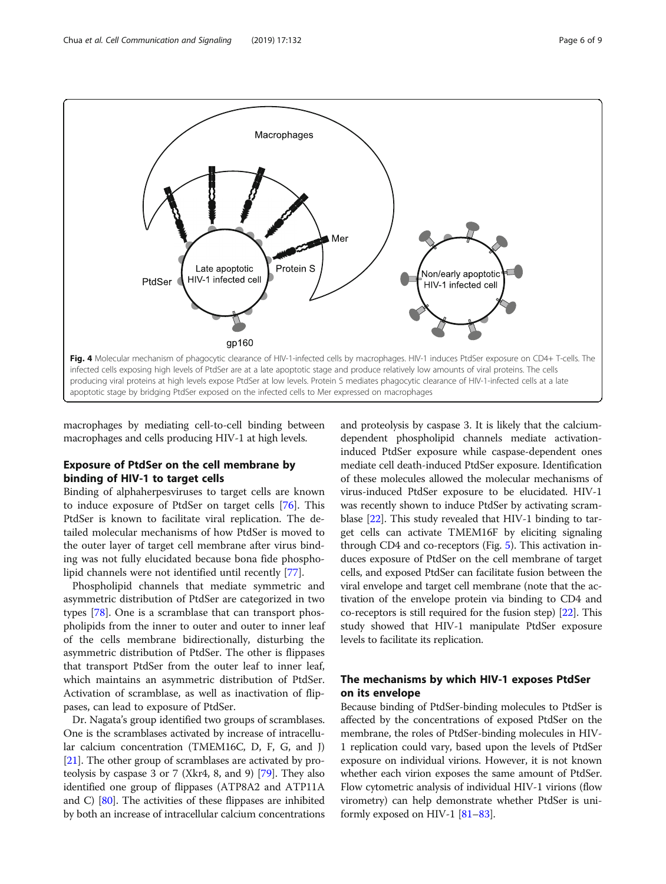**Fig. 4** Molecular mechanism of phagocytic clearance of HIV-1-infected cells by macrophages. HIV-1 induces PtdSer exposure on CD4+ T-cells. The infected cells exposing high levels of PtdSer are at a late apoptotic stage and produce relatively low amounts of viral proteins. The cells producing viral proteins at high levels expose PtdSer at low levels. Protein S mediates phagocytic clearance of HIV-1-infected cells at a late apoptotic stage by bridging PtdSer exposed on the infected cells to Mer expressed on macrophages

macrophages by mediating cell-to-cell binding between macrophages and cells producing HIV-1 at high levels.

## Exposure of PtdSer on the cell membrane by binding of HIV-1 to target cells

Binding of alphaherpesviruses to target cells are known to induce exposure of PtdSer on target cells [76]. This PtdSer is known to facilitate viral replication. The detailed molecular mechanisms of how PtdSer is moved to the outer layer of target cell membrane after virus binding was not fully elucidated because bona fide phospholipid channels were not identified until recently [77].

Phospholipid channels that mediate symmetric and asymmetric distribution of PtdSer are categorized in two types [78]. One is a scramblase that can transport phospholipids from the inner to outer and outer to inner leaf of the cells membrane bidirectionally, disturbing the asymmetric distribution of PtdSer. The other is flippases that transport PtdSer from the outer leaf to inner leaf, which maintains an asymmetric distribution of PtdSer. Activation of scramblase, as well as inactivation of flippases, can lead to exposure of PtdSer.

Dr. Nagata's group identified two groups of scramblases. One is the scramblases activated by increase of intracellular calcium concentration (TMEM16C, D, F, G, and J) [21]. The other group of scramblases are activated by proteolysis by caspase 3 or 7 (Xkr4, 8, and 9) [79]. They also identified one group of flippases (ATP8A2 and ATP11A and C) [80]. The activities of these flippases are inhibited by both an increase of intracellular calcium concentrations and proteolysis by caspase 3. It is likely that the calcium-dependent phospholipid channels mediate activation-induced PtdSer exposure while caspase-dependent ones mediate cell death-induced PtdSer exposure. Identification of these molecules allowed the molecular mechanisms of virus-induced PtdSer exposure to be elucidated. HIV-1 was recently shown to induce PtdSer by activating scramblase [22]. This study revealed that HIV-1 binding to target cells can activate TMEM16F by eliciting signaling through CD4 and co-receptors (Fig. 5). This activation induces exposure of PtdSer on the cell membrane of target cells, and exposed PtdSer can facilitate fusion between the viral envelope and target cell membrane (note that the activation of the envelope protein via binding to CD4 and co-receptors is still required for the fusion step) [22]. This study showed that HIV-1 manipulate PtdSer exposure levels to facilitate its replication.

## The mechanisms by which HIV-1 exposes PtdSer on its envelope

Because binding of PtdSer-binding molecules to PtdSer is affected by the concentrations of exposed PtdSer on the membrane, the roles of PtdSer-binding molecules in HIV-1 replication could vary, based upon the levels of PtdSer exposure on individual virions. However, it is not known whether each virion exposes the same amount of PtdSer. Flow cytometric analysis of individual HIV-1 virions (flow virometry) can help demonstrate whether PtdSer is uniformly exposed on HIV-1 [81–83].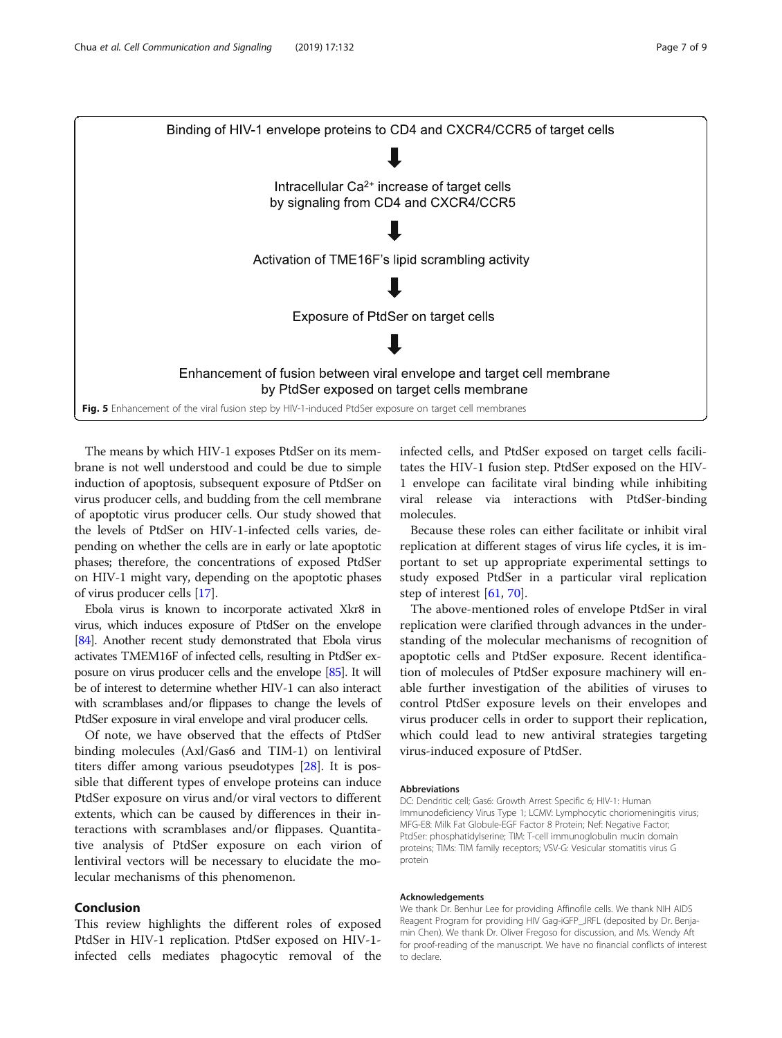Binding of HIV-1 envelope proteins to CD4 and CXCR4/CCR5 of target cells

⬇

Intracellular $Ca^{2+}$ increase of target cells by signaling from CD4 and CXCR4/CCR5

⬇

Activation of TME16F's lipid scrambling activity

⬇

Exposure of PtdSer on target cells

⬇

Enhancement of fusion between viral envelope and target cell membrane by PtdSer exposed on target cells membrane

**Fig. 5** Enhancement of the viral fusion step by HIV-1-induced PtdSer exposure on target cell membranes

The means by which HIV-1 exposes PtdSer on its membrane is not well understood and could be due to simple induction of apoptosis, subsequent exposure of PtdSer on virus producer cells, and budding from the cell membrane of apoptotic virus producer cells. Our study showed that the levels of PtdSer on HIV-1-infected cells varies, depending on whether the cells are in early or late apoptotic phases; therefore, the concentrations of exposed PtdSer on HIV-1 might vary, depending on the apoptotic phases of virus producer cells [17].

Ebola virus is known to incorporate activated Xkr8 in virus, which induces exposure of PtdSer on the envelope [84]. Another recent study demonstrated that Ebola virus activates TMEM16F of infected cells, resulting in PtdSer exposure on virus producer cells and the envelope [85]. It will be of interest to determine whether HIV-1 can also interact with scramblases and/or flippases to change the levels of PtdSer exposure in viral envelope and viral producer cells.

Of note, we have observed that the effects of PtdSer binding molecules (Axl/Gas6 and TIM-1) on lentiviral titers differ among various pseudotypes [28]. It is possible that different types of envelope proteins can induce PtdSer exposure on virus and/or viral vectors to different extents, which can be caused by differences in their interactions with scramblases and/or flippases. Quantitative analysis of PtdSer exposure on each virion of lentiviral vectors will be necessary to elucidate the molecular mechanisms of this phenomenon.

## Conclusion

This review highlights the different roles of exposed PtdSer in HIV-1 replication. PtdSer exposed on HIV-1-infected cells mediates phagocytic removal of the infected cells, and PtdSer exposed on target cells facilitates the HIV-1 fusion step. PtdSer exposed on the HIV-1 envelope can facilitate viral binding while inhibiting viral release via interactions with PtdSer-binding molecules.

Because these roles can either facilitate or inhibit viral replication at different stages of virus life cycles, it is important to set up appropriate experimental settings to study exposed PtdSer in a particular viral replication step of interest [61, 70].

The above-mentioned roles of envelope PtdSer in viral replication were clarified through advances in the understanding of the molecular mechanisms of recognition of apoptotic cells and PtdSer exposure. Recent identification of molecules of PtdSer exposure machinery will enable further investigation of the abilities of viruses to control PtdSer exposure levels on their envelopes and virus producer cells in order to support their replication, which could lead to new antiviral strategies targeting virus-induced exposure of PtdSer.

### Abbreviations

DC: Dendritic cell; Gas6: Growth Arrest Specific 6; HIV-1: Human Immunodeficiency Virus Type 1; LCMV: Lymphocytic choriomeningitis virus; MFG-E8: Milk Fat Globule-EGF Factor 8 Protein; Nef: Negative Factor; PtdSer: phosphatidylserine; TIM: T-cell immunoglobulin mucin domain proteins; TIMs: TIM family receptors; VSV-G: Vesicular stomatitis virus G protein

### Acknowledgements

We thank Dr. Benhur Lee for providing Affinofile cells. We thank NIH AIDS Reagent Program for providing HIV Gag-iGFP_JRFL (deposited by Dr. Benjamin Chen). We thank Dr. Oliver Fregoso for discussion, and Ms. Wendy Aft for proof-reading of the manuscript. We have no financial conflicts of interest to declare.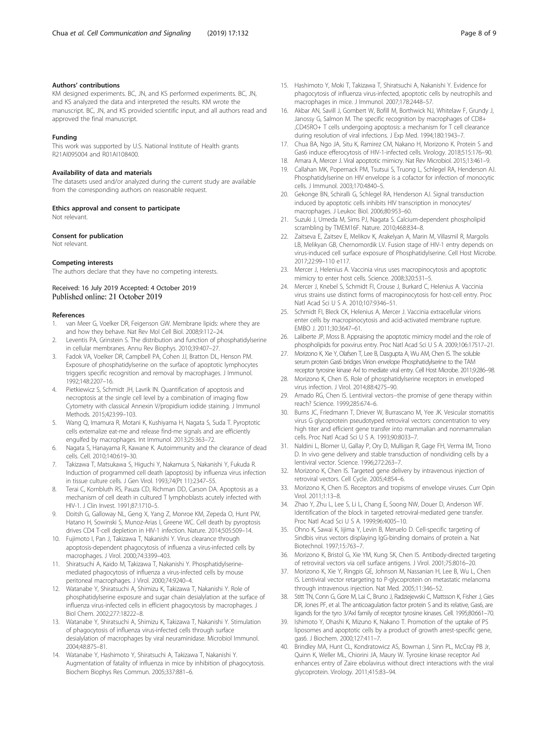#### Authors' contributions

KM designed experiments. BC, JN, and KS performed experiments. BC, JN, and KS analyzed the data and interpreted the results. KM wrote the manuscript. BC, JN, and KS provided scientific input, and all authors read and approved the final manuscript.

#### Funding

This work was supported by U.S. National Institute of Health grants R21AI095004 and R01AI108400.

#### Availability of data and materials

The datasets used and/or analyzed during the current study are available from the corresponding authors on reasonable request.

#### Ethics approval and consent to participate

Not relevant.

#### Consent for publication

Not relevant.

#### Competing interests

The authors declare that they have no competing interests.

Received: 16 July 2019 Accepted: 4 October 2019
Published online: 21 October 2019

#### References

1. van Meer G, Voelker DR, Feigenson GW. Membrane lipids: where they are and how they behave. Nat Rev Mol Cell Biol. 2008;9:112–24.
2. Leventis PA, Grinstein S. The distribution and function of phosphatidylserine in cellular membranes. Annu Rev Biophys. 2010;39:407–27.
3. Fadok VA, Voelker DR, Campbell PA, Cohen JJ, Bratton DL, Henson PM. Exposure of phosphatidylserine on the surface of apoptotic lymphocytes triggers specific recognition and removal by macrophages. J Immunol. 1992;148:2207–16.
4. Pietkiewicz S, Schmidt JH, Lavrik IN. Quantification of apoptosis and necroptosis at the single cell level by a combination of imaging flow Cytometry with classical Annexin V/propidium iodide staining. J Immunol Methods. 2015;423:99–103.
5. Wang Q, Imamura R, Motani K, Kushiyama H, Nagata S, Suda T. Pyroptotic cells externalize eat-me and release find-me signals and are efficiently engulfed by macrophages. Int Immunol. 2013;25:363–72.
6. Nagata S, Hanayama R, Kawane K. Autoimmunity and the clearance of dead cells. Cell. 2010;140:619–30.
7. Takizawa T, Matsukawa S, Higuchi Y, Nakamura S, Nakanishi Y, Fukuda R. Induction of programmed cell death (apoptosis) by influenza virus infection in tissue culture cells. J Gen Virol. 1993;74(Pt 11):2347–55.
8. Terai C, Kornbluth RS, Pauza CD, Richman DD, Carson DA. Apoptosis as a mechanism of cell death in cultured T lymphoblasts acutely infected with HIV-1. J Clin Invest. 1991;87:1710–5.
9. Doitsh G, Galloway NL, Geng X, Yang Z, Monroe KM, Zepeda O, Hunt PW, Hatano H, Sowinski S, Munoz-Arias I, Greene WC. Cell death by pyroptosis drives CD4 T-cell depletion in HIV-1 infection. Nature. 2014;505:509–14.
10. Fujimoto I, Pan J, Takizawa T, Nakanishi Y. Virus clearance through apoptosis-dependent phagocytosis of influenza a virus-infected cells by macrophages. J Virol. 2000;74:3399–403.
11. Shiratsuchi A, Kaido M, Takizawa T, Nakanishi Y. Phosphatidylserine-mediated phagocytosis of influenza a virus-infected cells by mouse peritoneal macrophages. J Virol. 2000;74:9240–4.
12. Watanabe Y, Shiratsuchi A, Shimizu K, Takizawa T, Nakanishi Y. Role of phosphatidylserine exposure and sugar chain desialylation at the surface of influenza virus-infected cells in efficient phagocytosis by macrophages. J Biol Chem. 2002;277:18222–8.
13. Watanabe Y, Shiratsuchi A, Shimizu K, Takizawa T, Nakanishi Y. Stimulation of phagocytosis of influenza virus-infected cells through surface desialylation of macrophages by viral neuraminidase. Microbiol Immunol. 2004;48:875–81.
14. Watanabe Y, Hashimoto Y, Shiratsuchi A, Takizawa T, Nakanishi Y. Augmentation of fatality of influenza in mice by inhibition of phagocytosis. Biochem Biophys Res Commun. 2005;337:881–6.
15. Hashimoto Y, Moki T, Takizawa T, Shiratsuchi A, Nakanishi Y. Evidence for phagocytosis of influenza virus-infected, apoptotic cells by neutrophils and macrophages in mice. J Immunol. 2007;178:2448–57.
16. Akbar AN, Savill J, Gombert W, Bofill M, Borthwick NJ, Whitelaw F, Grundy J, Janossy G, Salmon M. The specific recognition by macrophages of CD8+ ,CD45RO+ T cells undergoing apoptosis: a mechanism for T cell clearance during resolution of viral infections. J Exp Med. 1994;180:1943–7.
17. Chua BA, Ngo JA, Situ K, Ramirez CM, Nakano H, Morizono K. Protein S and Gas6 induce efferocytosis of HIV-1-infected cells. Virology. 2018;515:176–90.
18. Amara A, Mercer J. Viral apoptotic mimicry. Nat Rev Microbiol. 2015;13:461–9.
19. Callahan MK, Popernack PM, Tsutsui S, Truong L, Schlegel RA, Henderson AJ. Phosphatidylserine on HIV envelope is a cofactor for infection of monocytic cells. J Immunol. 2003;170:4840–5.
20. Gekonge BN, Schiralli G, Schlegel RA, Henderson AJ. Signal transduction induced by apoptotic cells inhibits HIV transcription in monocytes/ macrophages. J Leukoc Biol. 2006;80:953–60.
21. Suzuki J, Umeda M, Sims PJ, Nagata S. Calcium-dependent phospholipid scrambling by TMEM16F. Nature. 2010;468:834–8.
22. Zaitseva E, Zaitsev E, Melikov K, Arakelyan A, Marin M, Villasmil R, Margolis LB, Melikyan GB, Chernomordik LV. Fusion stage of HIV-1 entry depends on virus-induced cell surface exposure of Phosphatidylserine. Cell Host Microbe. 2017;22:99–110 e117.
23. Mercer J, Helenius A. Vaccinia virus uses macropinocytosis and apoptotic mimicry to enter host cells. Science. 2008;320:531–5.
24. Mercer J, Knebel S, Schmidt FI, Crouse J, Burkard C, Helenius A. Vaccinia virus strains use distinct forms of macropinocytosis for host-cell entry. Proc Natl Acad Sci U S A. 2010;107:9346–51.
25. Schmidt FI, Bleck CK, Helenius A, Mercer J. Vaccinia extracellular virions enter cells by macropinocytosis and acid-activated membrane rupture. EMBO J. 2011;30:3647–61.
26. Laliberte JP, Moss B. Appraising the apoptotic mimicry model and the role of phospholipids for poxvirus entry. Proc Natl Acad Sci U S A. 2009;106:17517–21.
27. Morizono K, Xie Y, Olafsen T, Lee B, Dasgupta A, Wu AM, Chen IS. The soluble serum protein Gas6 bridges Virion envelope Phosphatidylserine to the TAM receptor tyrosine kinase Axl to mediate viral entry. Cell Host Microbe. 2011;9:286–98.
28. Morizono K, Chen IS. Role of phosphatidylserine receptors in enveloped virus infection. J Virol. 2014;88:4275–90.
29. Amado RG, Chen IS. Lentiviral vectors--the promise of gene therapy within reach? Science. 1999;285:674–6.
30. Burns JC, Friedmann T, Driever W, Burrascano M, Yee JK. Vesicular stomatitis virus G glycoprotein pseudotyped retroviral vectors: concentration to very high titer and efficient gene transfer into mammalian and nonmammalian cells. Proc Natl Acad Sci U S A. 1993;90:8033–7.
31. Naldini L, Blomer U, Gallay P, Ory D, Mulligan R, Gage FH, Verma IM, Trono D. In vivo gene delivery and stable transduction of nondividing cells by a lentiviral vector. Science. 1996;272:263–7.
32. Morizono K, Chen IS. Targeted gene delivery by intravenous injection of retroviral vectors. Cell Cycle. 2005;4:854–6.
33. Morizono K, Chen IS. Receptors and tropisms of envelope viruses. Curr Opin Virol. 2011;1:13–8.
34. Zhao Y, Zhu L, Lee S, Li L, Chang E, Soong NW, Douer D, Anderson WF. Identification of the block in targeted retroviral-mediated gene transfer. Proc Natl Acad Sci U S A. 1999;96:4005–10.
35. Ohno K, Sawai K, Iijima Y, Levin B, Meruelo D. Cell-specific targeting of Sindbis virus vectors displaying IgG-binding domains of protein a. Nat Biotechnol. 1997;15:763–7.
36. Morizono K, Bristol G, Xie YM, Kung SK, Chen IS. Antibody-directed targeting of retroviral vectors via cell surface antigens. J Virol. 2001;75:8016–20.
37. Morizono K, Xie Y, Ringpis GE, Johnson M, Nassanian H, Lee B, Wu L, Chen IS. Lentiviral vector retargeting to P-glycoprotein on metastatic melanoma through intravenous injection. Nat Med. 2005;11:346–52.
38. Stitt TN, Conn G, Gore M, Lai C, Bruno J, Radziejewski C, Mattsson K, Fisher J, Gies DR, Jones PF, et al. The anticoagulation factor protein S and its relative, Gas6, are ligands for the tyro 3/Axl family of receptor tyrosine kinases. Cell. 1995;80:661–70.
39. Ishimoto Y, Ohashi K, Mizuno K, Nakano T. Promotion of the uptake of PS liposomes and apoptotic cells by a product of growth arrest-specific gene, gas6. J Biochem. 2000;127:411–7.
40. Brindley MA, Hunt CL, Kondratowicz AS, Bowman J, Sinn PL, McCray PB Jr, Quinn K, Weller ML, Chiorini JA, Maury W. Tyrosine kinase receptor Axl enhances entry of Zaire ebolavirus without direct interactions with the viral glycoprotein. Virology. 2011;415:83–94.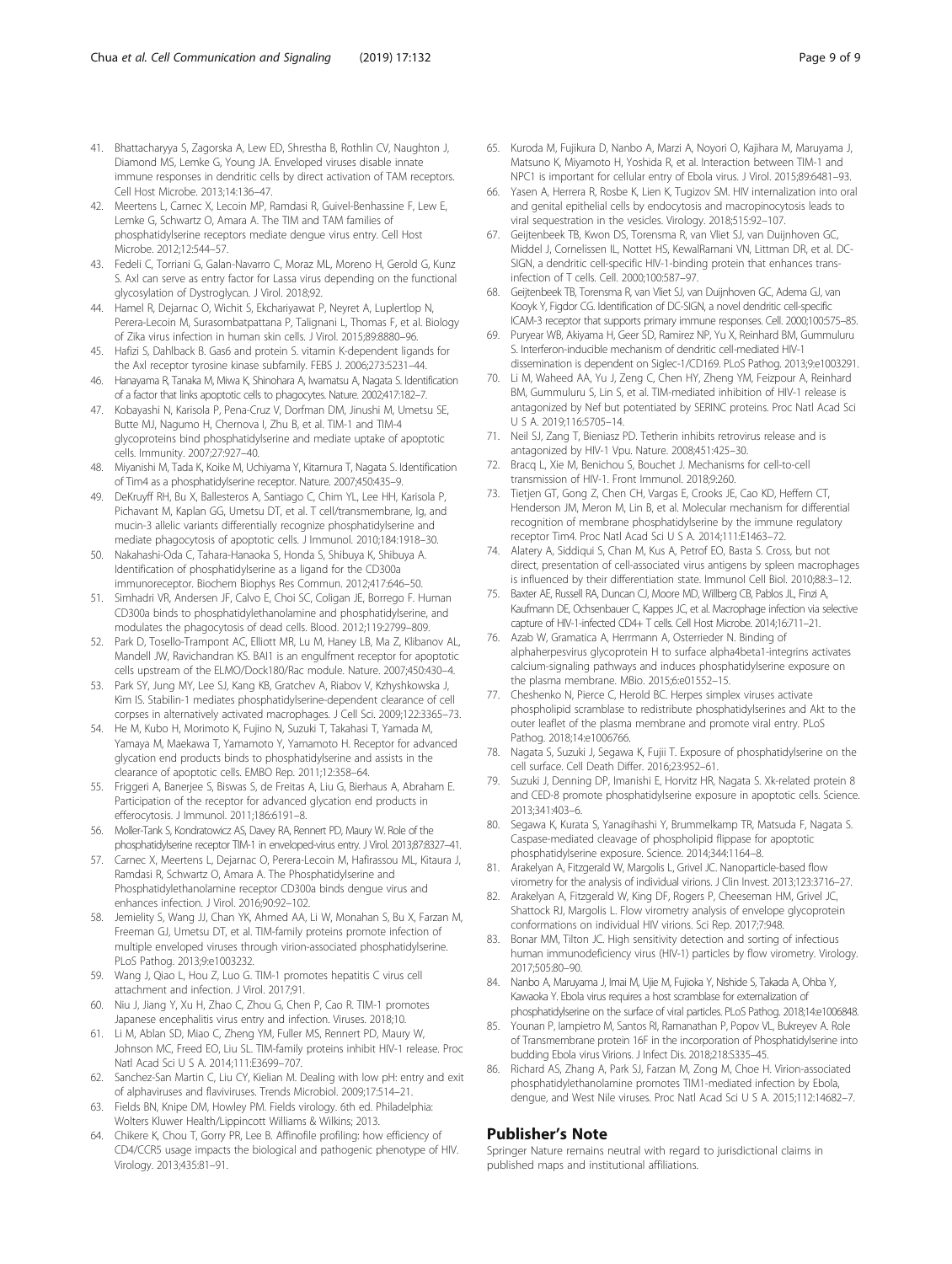41. Bhattacharyya S, Zagorska A, Lew ED, Shrestha B, Rothlin CV, Naughton J, Diamond MS, Lemke G, Young JA. Enveloped viruses disable innate immune responses in dendritic cells by direct activation of TAM receptors. Cell Host Microbe. 2013;14:136–47.
42. Meertens L, Carnec X, Lecoin MP, Ramdasi R, Guivel-Benhassine F, Lew E, Lemke G, Schwartz O, Amara A. The TIM and TAM families of phosphatidylserine receptors mediate dengue virus entry. Cell Host Microbe. 2012;12:544–57.
43. Fedeli C, Torriani G, Galan-Navarro C, Moraz ML, Moreno H, Gerold G, Kunz S. Axl can serve as entry factor for Lassa virus depending on the functional glycosylation of Dystroglycan. J Virol. 2018;92.
44. Hamel R, Dejarnac O, Wichit S, Ekchariyawat P, Neyret A, Luplertlop N, Perera-Lecoin M, Surasombatpattana P, Talignani L, Thomas F, et al. Biology of Zika virus infection in human skin cells. J Virol. 2015;89:8880–96.
45. Hafizi S, Dahlback B. Gas6 and protein S. vitamin K-dependent ligands for the Axl receptor tyrosine kinase subfamily. FEBS J. 2006;273:5231–44.
46. Hanayama R, Tanaka M, Miwa K, Shinohara A, Iwamatsu A, Nagata S. Identification of a factor that links apoptotic cells to phagocytes. Nature. 2002;417:182–7.
47. Kobayashi N, Karisola P, Pena-Cruz V, Dorfman DM, Jinushi M, Umetsu SE, Butte MJ, Nagumo H, Chernova I, Zhu B, et al. TIM-1 and TIM-4 glycoproteins bind phosphatidylserine and mediate uptake of apoptotic cells. Immunity. 2007;27:927–40.
48. Miyanishi M, Tada K, Koike M, Uchiyama Y, Kitamura T, Nagata S. Identification of Tim4 as a phosphatidylserine receptor. Nature. 2007;450:435–9.
49. DeKruyff RH, Bu X, Ballesteros A, Santiago C, Chim YL, Lee HH, Karisola P, Pichavant M, Kaplan GG, Umetsu DT, et al. T cell/transmembrane, Ig, and mucin-3 allelic variants differentially recognize phosphatidylserine and mediate phagocytosis of apoptotic cells. J Immunol. 2010;184:1918–30.
50. Nakahashi-Oda C, Tahara-Hanaoka S, Honda S, Shibuya K, Shibuya A. Identification of phosphatidylserine as a ligand for the CD300a immunoreceptor. Biochem Biophys Res Commun. 2012;417:646–50.
51. Simhadri VR, Andersen JF, Calvo E, Choi SC, Coligan JE, Borrego F. Human CD300a binds to phosphatidylethanolamine and phosphatidylserine, and modulates the phagocytosis of dead cells. Blood. 2012;119:2799–809.
52. Park D, Tosello-Trampont AC, Elliott MR, Lu M, Haney LB, Ma Z, Klibanov AL, Mandell JW, Ravichandran KS. BAI1 is an engulfment receptor for apoptotic cells upstream of the ELMO/Dock180/Rac module. Nature. 2007;450:430–4.
53. Park SY, Jung MY, Lee SJ, Kang KB, Gratchev A, Riabov V, Kzhyshkowska J, Kim IS. Stabilin-1 mediates phosphatidylserine-dependent clearance of cell corpses in alternatively activated macrophages. J Cell Sci. 2009;122:3365–73.
54. He M, Kubo H, Morimoto K, Fujino N, Suzuki T, Takahasi T, Yamada M, Yamaya M, Maekawa T, Yamamoto Y, Yamamoto H. Receptor for advanced glycation end products binds to phosphatidylserine and assists in the clearance of apoptotic cells. EMBO Rep. 2011;12:358–64.
55. Friggeri A, Banerjee S, Biswas S, de Freitas A, Liu G, Bierhaus A, Abraham E. Participation of the receptor for advanced glycation end products in efferocytosis. J Immunol. 2011;186:6191–8.
56. Moller-Tank S, Kondratowicz AS, Davey RA, Rennert PD, Maury W. Role of the phosphatidylserine receptor TIM-1 in enveloped-virus entry. J Virol. 2013;87:8327–41.
57. Carnec X, Meertens L, Dejarnac O, Perera-Lecoin M, Hafirassou ML, Kitaura J, Ramdasi R, Schwartz O, Amara A. The Phosphatidylserine and Phosphatidylethanolamine receptor CD300a binds dengue virus and enhances infection. J Virol. 2016;90:92–102.
58. Jemielity S, Wang JJ, Chan YK, Ahmed AA, Li W, Monahan S, Bu X, Farzan M, Freeman GJ, Umetsu DT, et al. TIM-family proteins promote infection of multiple enveloped viruses through virion-associated phosphatidylserine. PLoS Pathog. 2013;9:e1003232.
59. Wang J, Qiao L, Hou Z, Luo G. TIM-1 promotes hepatitis C virus cell attachment and infection. J Virol. 2017;91.
60. Niu J, Jiang Y, Xu H, Zhao C, Zhou G, Chen P, Cao R. TIM-1 promotes Japanese encephalitis virus entry and infection. Viruses. 2018;10.
61. Li M, Ablan SD, Miao C, Zheng YM, Fuller MS, Rennert PD, Maury W, Johnson MC, Freed EO, Liu SL. TIM-family proteins inhibit HIV-1 release. Proc Natl Acad Sci U S A. 2014;111:E3699–707.
62. Sanchez-San Martin C, Liu CY, Kielian M. Dealing with low pH: entry and exit of alphaviruses and flaviviruses. Trends Microbiol. 2009;17:514–21.
63. Fields BN, Knipe DM, Howley PM. Fields virology. 6th ed. Philadelphia: Wolters Kluwer Health/Lippincott Williams & Wilkins; 2013.
64. Chikere K, Chou T, Gorry PR, Lee B. Affinofile profiling: how efficiency of CD4/CCR5 usage impacts the biological and pathogenic phenotype of HIV. Virology. 2013;435:81–91.
65. Kuroda M, Fujikura D, Nanbo A, Marzi A, Noyori O, Kajihara M, Maruyama J, Matsuno K, Miyamoto H, Yoshida R, et al. Interaction between TIM-1 and NPC1 is important for cellular entry of Ebola virus. J Virol. 2015;89:6481–93.
66. Yasen A, Herrera R, Rosbe K, Lien K, Tugizov SM. HIV internalization into oral and genital epithelial cells by endocytosis and macropinocytosis leads to viral sequestration in the vesicles. Virology. 2018;515:92–107.
67. Geijtenbeek TB, Kwon DS, Torensma R, van Vliet SJ, van Duijnhoven GC, Middel J, Cornelissen IL, Nottet HS, KewalRamani VN, Littman DR, et al. DC-SIGN, a dendritic cell-specific HIV-1-binding protein that enhances trans-infection of T cells. Cell. 2000;100:587–97.
68. Geijtenbeek TB, Torensma R, van Vliet SJ, van Duijnhoven GC, Adema GJ, van Kooyk Y, Figdor CG. Identification of DC-SIGN, a novel dendritic cell-specific ICAM-3 receptor that supports primary immune responses. Cell. 2000;100:575–85.
69. Puryear WB, Akiyama H, Geer SD, Ramirez NP, Yu X, Reinhard BM, Gummuluru S. Interferon-inducible mechanism of dendritic cell-mediated HIV-1 dissemination is dependent on Siglec-1/CD169. PLoS Pathog. 2013;9:e1003291.
70. Li M, Waheed AA, Yu J, Zeng C, Chen HY, Zheng YM, Feizpour A, Reinhard BM, Gummuluru S, Lin S, et al. TIM-mediated inhibition of HIV-1 release is antagonized by Nef but potentiated by SERINC proteins. Proc Natl Acad Sci U S A. 2019;116:5705–14.
71. Neil SJ, Zang T, Bieniasz PD. Tetherin inhibits retrovirus release and is antagonized by HIV-1 Vpu. Nature. 2008;451:425–30.
72. Bracq L, Xie M, Benichou S, Bouchet J. Mechanisms for cell-to-cell transmission of HIV-1. Front Immunol. 2018;9:260.
73. Tietjen GT, Gong Z, Chen CH, Vargas E, Crooks JE, Cao KD, Heffern CT, Henderson JM, Meron M, Lin B, et al. Molecular mechanism for differential recognition of membrane phosphatidylserine by the immune regulatory receptor Tim4. Proc Natl Acad Sci U S A. 2014;111:E1463–72.
74. Alatery A, Siddiqui S, Chan M, Kus A, Petrof EO, Basta S. Cross, but not direct, presentation of cell-associated virus antigens by spleen macrophages is influenced by their differentiation state. Immunol Cell Biol. 2010;88:3–12.
75. Baxter AE, Russell RA, Duncan CJ, Moore MD, Willberg CB, Pablos JL, Finzi A, Kaufmann DE, Ochsenbauer C, Kappes JC, et al. Macrophage infection via selective capture of HIV-1-infected CD4+ T cells. Cell Host Microbe. 2014;16:711–21.
76. Azab W, Gramatica A, Herrmann A, Osterrieder N. Binding of alphaherpesvirus glycoprotein H to surface alpha4beta1-integrins activates calcium-signaling pathways and induces phosphatidylserine exposure on the plasma membrane. MBio. 2015;6:e01552–15.
77. Cheshenko N, Pierce C, Herold BC. Herpes simplex viruses activate phospholipid scramblase to redistribute phosphatidylserines and Akt to the outer leaflet of the plasma membrane and promote viral entry. PLoS Pathog. 2018;14:e1006766.
78. Nagata S, Suzuki J, Segawa K, Fujii T. Exposure of phosphatidylserine on the cell surface. Cell Death Differ. 2016;23:952–61.
79. Suzuki J, Denning DP, Imanishi E, Horvitz HR, Nagata S. Xk-related protein 8 and CED-8 promote phosphatidylserine exposure in apoptotic cells. Science. 2013;341:403–6.
80. Segawa K, Kurata S, Yanagihashi Y, Brummelkamp TR, Matsuda F, Nagata S. Caspase-mediated cleavage of phospholipid flippase for apoptotic phosphatidylserine exposure. Science. 2014;344:1164–8.
81. Arakelyan A, Fitzgerald W, Margolis L, Grivel JC. Nanoparticle-based flow virometry for the analysis of individual virions. J Clin Invest. 2013;123:3716–27.
82. Arakelyan A, Fitzgerald W, King DF, Rogers P, Cheeseman HM, Grivel JC, Shattock RJ, Margolis L. Flow virometry analysis of envelope glycoprotein conformations on individual HIV virions. Sci Rep. 2017;7:948.
83. Bonar MM, Tilton JC. High sensitivity detection and sorting of infectious human immunodeficiency virus (HIV-1) particles by flow virometry. Virology. 2017;505:80–90.
84. Nanbo A, Maruyama J, Imai M, Ujie M, Fujioka Y, Nishide S, Takada A, Ohba Y, Kawaoka Y. Ebola virus requires a host scramblase for externalization of phosphatidylserine on the surface of viral particles. PLoS Pathog. 2018;14:e1006848.
85. Younan P, Iampietro M, Santos RI, Ramanathan P, Popov VL, Bukreyev A. Role of Transmembrane protein 16F in the incorporation of Phosphatidylserine into budding Ebola virus Virions. J Infect Dis. 2018;218:S335–45.
86. Richard AS, Zhang A, Park SJ, Farzan M, Zong M, Choe H. Virion-associated phosphatidylethanolamine promotes TIM1-mediated infection by Ebola, dengue, and West Nile viruses. Proc Natl Acad Sci U S A. 2015;112:14682–7.

## Publisher's Note

Springer Nature remains neutral with regard to jurisdictional claims in published maps and institutional affiliations.